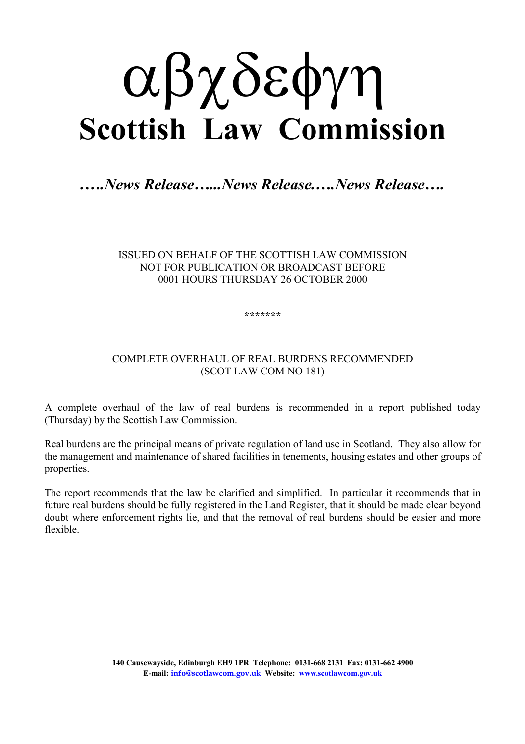# αβχδεφγη
# Scottish Law Commission

***…..News Release…...News Release…..News Release….***

ISSUED ON BEHALF OF THE SCOTTISH LAW COMMISSION
NOT FOR PUBLICATION OR BROADCAST BEFORE
0001 HOURS THURSDAY 26 OCTOBER 2000

*******

COMPLETE OVERHAUL OF REAL BURDENS RECOMMENDED
(SCOT LAW COM NO 181)

A complete overhaul of the law of real burdens is recommended in a report published today (Thursday) by the Scottish Law Commission.

Real burdens are the principal means of private regulation of land use in Scotland. They also allow for the management and maintenance of shared facilities in tenements, housing estates and other groups of properties.

The report recommends that the law be clarified and simplified. In particular it recommends that in future real burdens should be fully registered in the Land Register, that it should be made clear beyond doubt where enforcement rights lie, and that the removal of real burdens should be easier and more flexible.

**140 Causewayside, Edinburgh EH9 1PR Telephone: 0131-668 2131 Fax: 0131-662 4900**
**E-mail: info@scotlawcom.gov.uk Website: www.scotlawcom.gov.uk**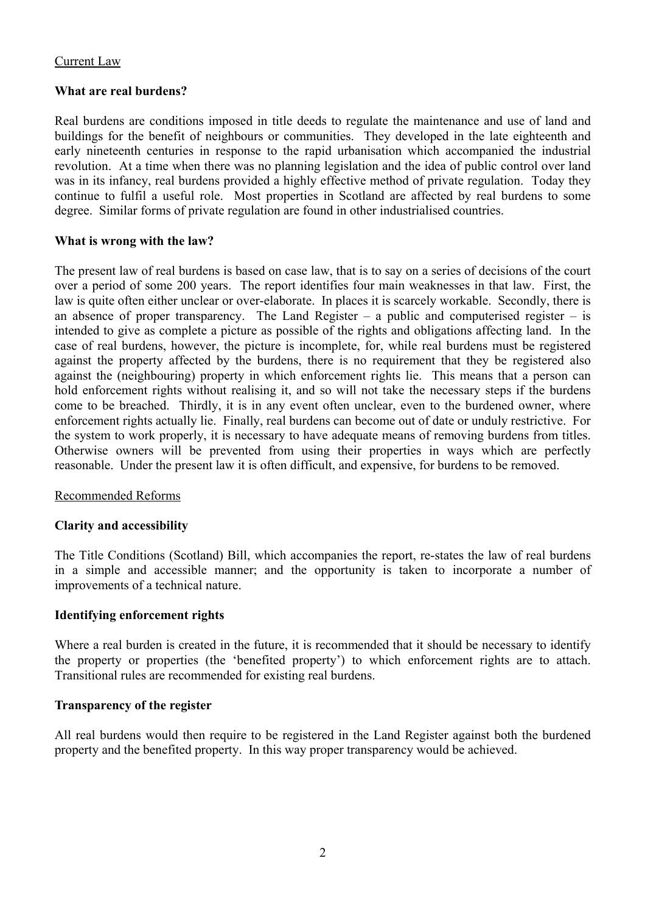Current Law

**What are real burdens?**

Real burdens are conditions imposed in title deeds to regulate the maintenance and use of land and buildings for the benefit of neighbours or communities. They developed in the late eighteenth and early nineteenth centuries in response to the rapid urbanisation which accompanied the industrial revolution. At a time when there was no planning legislation and the idea of public control over land was in its infancy, real burdens provided a highly effective method of private regulation. Today they continue to fulfil a useful role. Most properties in Scotland are affected by real burdens to some degree. Similar forms of private regulation are found in other industrialised countries.

**What is wrong with the law?**

The present law of real burdens is based on case law, that is to say on a series of decisions of the court over a period of some 200 years. The report identifies four main weaknesses in that law. First, the law is quite often either unclear or over-elaborate. In places it is scarcely workable. Secondly, there is an absence of proper transparency. The Land Register – a public and computerised register – is intended to give as complete a picture as possible of the rights and obligations affecting land. In the case of real burdens, however, the picture is incomplete, for, while real burdens must be registered against the property affected by the burdens, there is no requirement that they be registered also against the (neighbouring) property in which enforcement rights lie. This means that a person can hold enforcement rights without realising it, and so will not take the necessary steps if the burdens come to be breached. Thirdly, it is in any event often unclear, even to the burdened owner, where enforcement rights actually lie. Finally, real burdens can become out of date or unduly restrictive. For the system to work properly, it is necessary to have adequate means of removing burdens from titles. Otherwise owners will be prevented from using their properties in ways which are perfectly reasonable. Under the present law it is often difficult, and expensive, for burdens to be removed.

Recommended Reforms

**Clarity and accessibility**

The Title Conditions (Scotland) Bill, which accompanies the report, re-states the law of real burdens in a simple and accessible manner; and the opportunity is taken to incorporate a number of improvements of a technical nature.

**Identifying enforcement rights**

Where a real burden is created in the future, it is recommended that it should be necessary to identify the property or properties (the 'benefited property') to which enforcement rights are to attach. Transitional rules are recommended for existing real burdens.

**Transparency of the register**

All real burdens would then require to be registered in the Land Register against both the burdened property and the benefited property. In this way proper transparency would be achieved.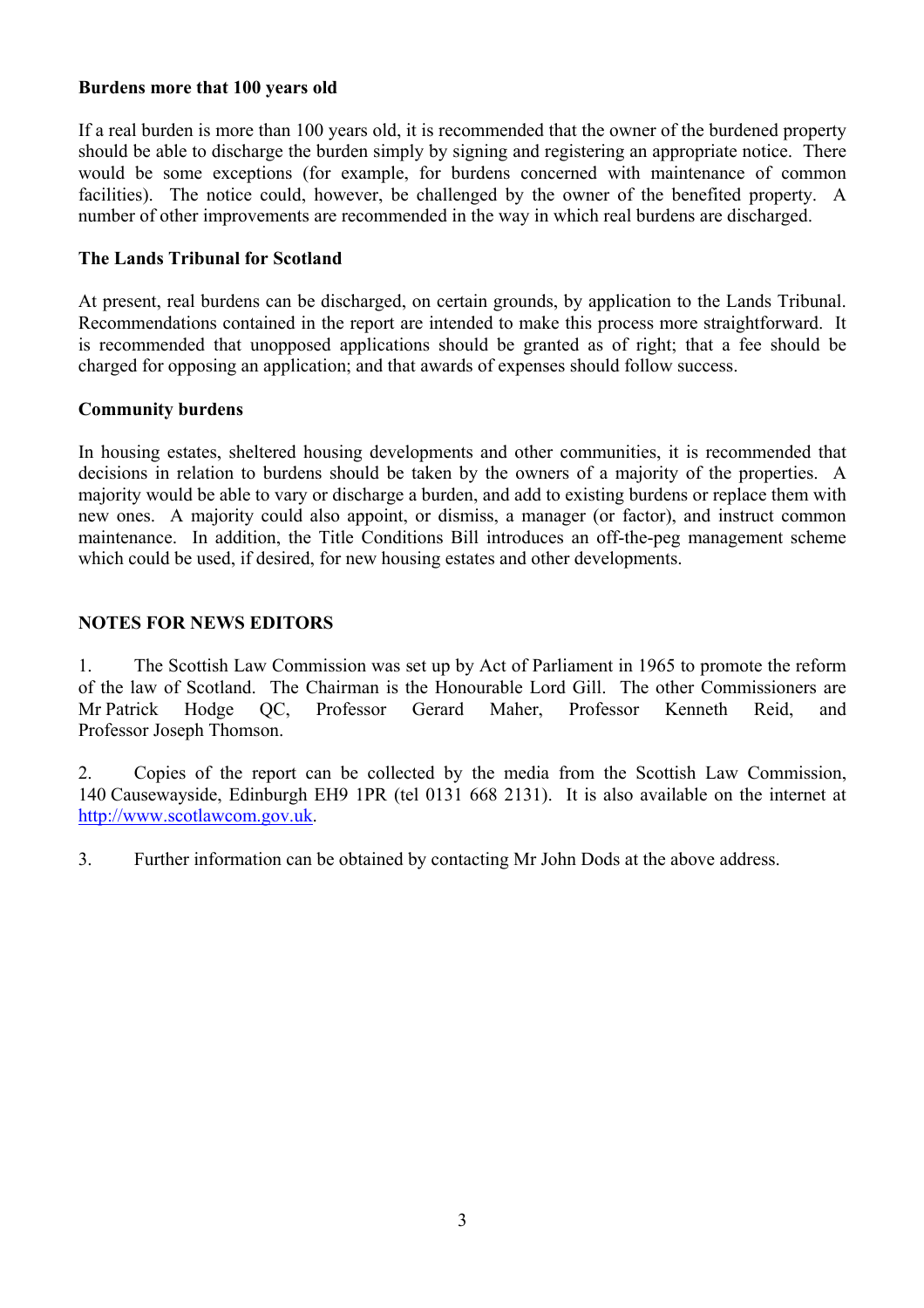**Burdens more that 100 years old**

If a real burden is more than 100 years old, it is recommended that the owner of the burdened property should be able to discharge the burden simply by signing and registering an appropriate notice. There would be some exceptions (for example, for burdens concerned with maintenance of common facilities). The notice could, however, be challenged by the owner of the benefited property. A number of other improvements are recommended in the way in which real burdens are discharged.

**The Lands Tribunal for Scotland**

At present, real burdens can be discharged, on certain grounds, by application to the Lands Tribunal. Recommendations contained in the report are intended to make this process more straightforward. It is recommended that unopposed applications should be granted as of right; that a fee should be charged for opposing an application; and that awards of expenses should follow success.

**Community burdens**

In housing estates, sheltered housing developments and other communities, it is recommended that decisions in relation to burdens should be taken by the owners of a majority of the properties. A majority would be able to vary or discharge a burden, and add to existing burdens or replace them with new ones. A majority could also appoint, or dismiss, a manager (or factor), and instruct common maintenance. In addition, the Title Conditions Bill introduces an off-the-peg management scheme which could be used, if desired, for new housing estates and other developments.

**NOTES FOR NEWS EDITORS**

1. The Scottish Law Commission was set up by Act of Parliament in 1965 to promote the reform of the law of Scotland. The Chairman is the Honourable Lord Gill. The other Commissioners are Mr Patrick Hodge QC, Professor Gerard Maher, Professor Kenneth Reid, and Professor Joseph Thomson.

2. Copies of the report can be collected by the media from the Scottish Law Commission, 140 Causewayside, Edinburgh EH9 1PR (tel 0131 668 2131). It is also available on the internet at http://www.scotlawcom.gov.uk.

3. Further information can be obtained by contacting Mr John Dods at the above address.